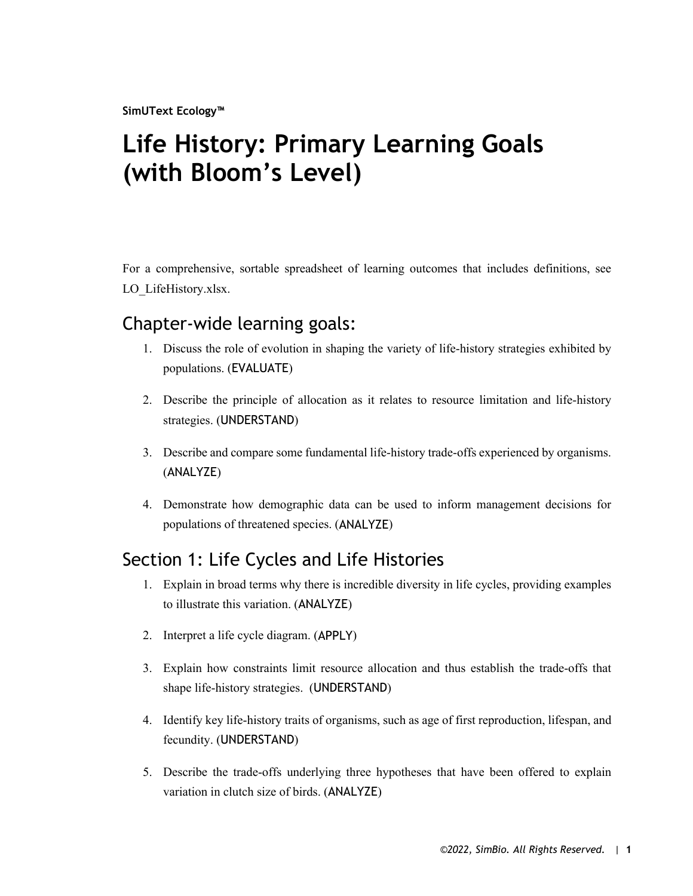**SimUText Ecology™**

# Life History: Primary Learning Goals (with Bloom's Level)

For a comprehensive, sortable spreadsheet of learning outcomes that includes definitions, see LO_LifeHistory.xlsx.

## Chapter-wide learning goals:

1. Discuss the role of evolution in shaping the variety of life-history strategies exhibited by populations. (EVALUATE)

2. Describe the principle of allocation as it relates to resource limitation and life-history strategies. (UNDERSTAND)

3. Describe and compare some fundamental life-history trade-offs experienced by organisms. (ANALYZE)

4. Demonstrate how demographic data can be used to inform management decisions for populations of threatened species. (ANALYZE)

## Section 1: Life Cycles and Life Histories

1. Explain in broad terms why there is incredible diversity in life cycles, providing examples to illustrate this variation. (ANALYZE)

2. Interpret a life cycle diagram. (APPLY)

3. Explain how constraints limit resource allocation and thus establish the trade-offs that shape life-history strategies. (UNDERSTAND)

4. Identify key life-history traits of organisms, such as age of first reproduction, lifespan, and fecundity. (UNDERSTAND)

5. Describe the trade-offs underlying three hypotheses that have been offered to explain variation in clutch size of birds. (ANALYZE)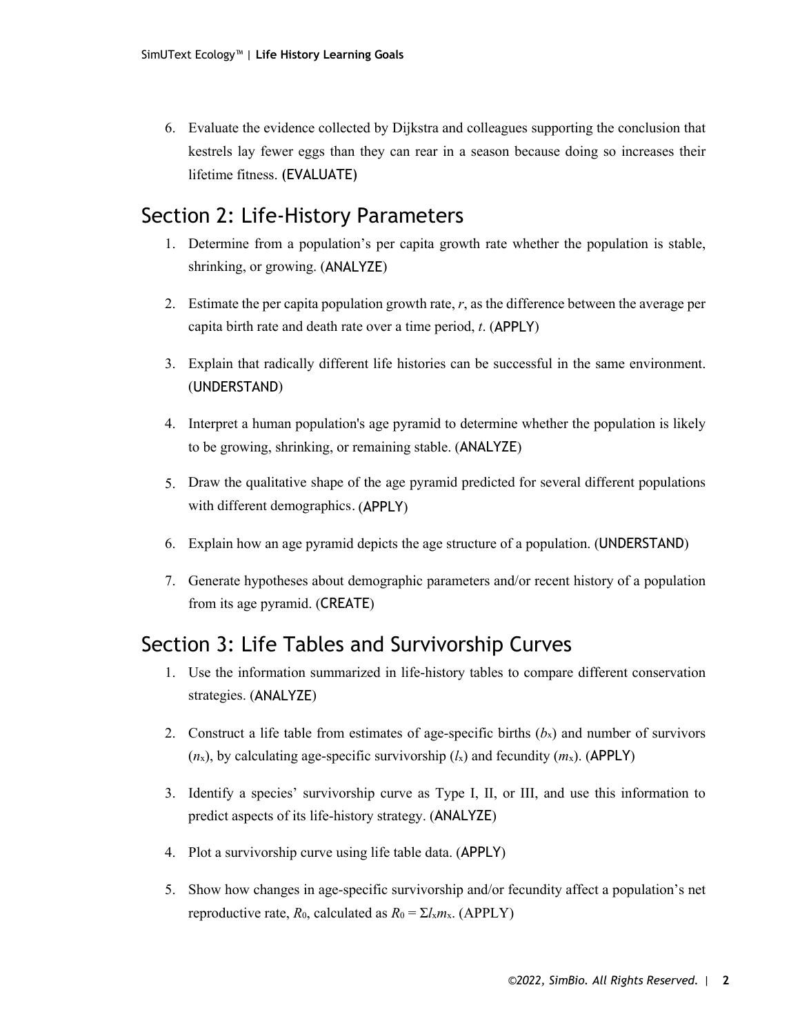6. Evaluate the evidence collected by Dijkstra and colleagues supporting the conclusion that kestrels lay fewer eggs than they can rear in a season because doing so increases their lifetime fitness. (EVALUATE)

## Section 2: Life-History Parameters

1. Determine from a population's per capita growth rate whether the population is stable, shrinking, or growing. (ANALYZE)

2. Estimate the per capita population growth rate, $r$, as the difference between the average per capita birth rate and death rate over a time period, $t$. (APPLY)

3. Explain that radically different life histories can be successful in the same environment. (UNDERSTAND)

4. Interpret a human population's age pyramid to determine whether the population is likely to be growing, shrinking, or remaining stable. (ANALYZE)

5. Draw the qualitative shape of the age pyramid predicted for several different populations with different demographics. (APPLY)

6. Explain how an age pyramid depicts the age structure of a population. (UNDERSTAND)

7. Generate hypotheses about demographic parameters and/or recent history of a population from its age pyramid. (CREATE)

## Section 3: Life Tables and Survivorship Curves

1. Use the information summarized in life-history tables to compare different conservation strategies. (ANALYZE)

2. Construct a life table from estimates of age-specific births ($b_x$) and number of survivors ($n_x$), by calculating age-specific survivorship ($l_x$) and fecundity ($m_x$). (APPLY)

3. Identify a species' survivorship curve as Type I, II, or III, and use this information to predict aspects of its life-history strategy. (ANALYZE)

4. Plot a survivorship curve using life table data. (APPLY)

5. Show how changes in age-specific survivorship and/or fecundity affect a population's net reproductive rate, $R_0$, calculated as $R_0 = \Sigma l_x m_x$. (APPLY)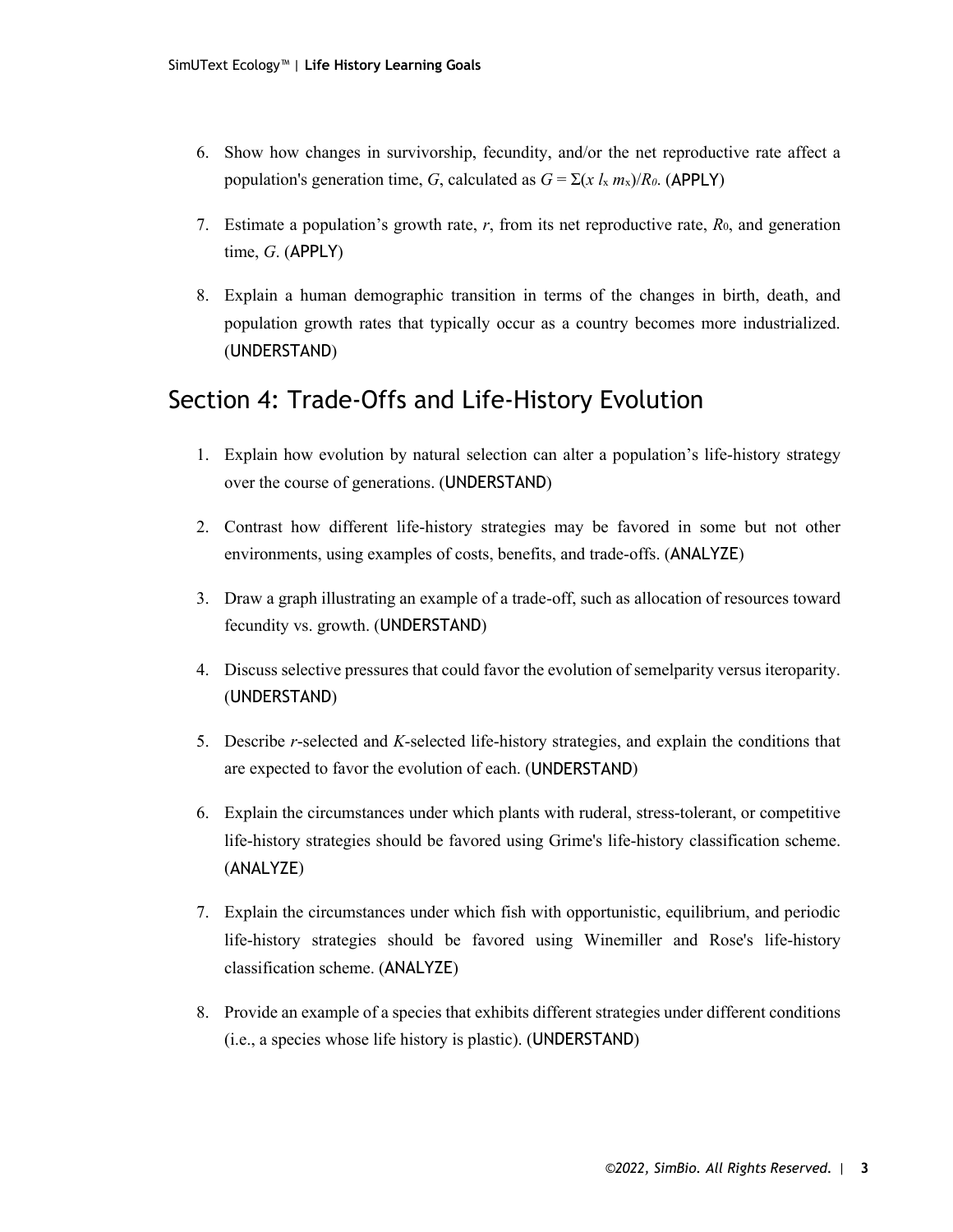6. Show how changes in survivorship, fecundity, and/or the net reproductive rate affect a population's generation time, *G*, calculated as $G = \Sigma(x\ l_x\ m_x)/R_0$. (APPLY)

7. Estimate a population's growth rate, *r*, from its net reproductive rate, $R_0$, and generation time, *G*. (APPLY)

8. Explain a human demographic transition in terms of the changes in birth, death, and population growth rates that typically occur as a country becomes more industrialized. (UNDERSTAND)

## Section 4: Trade-Offs and Life-History Evolution

1. Explain how evolution by natural selection can alter a population's life-history strategy over the course of generations. (UNDERSTAND)

2. Contrast how different life-history strategies may be favored in some but not other environments, using examples of costs, benefits, and trade-offs. (ANALYZE)

3. Draw a graph illustrating an example of a trade-off, such as allocation of resources toward fecundity vs. growth. (UNDERSTAND)

4. Discuss selective pressures that could favor the evolution of semelparity versus iteroparity. (UNDERSTAND)

5. Describe *r*-selected and *K*-selected life-history strategies, and explain the conditions that are expected to favor the evolution of each. (UNDERSTAND)

6. Explain the circumstances under which plants with ruderal, stress-tolerant, or competitive life-history strategies should be favored using Grime's life-history classification scheme. (ANALYZE)

7. Explain the circumstances under which fish with opportunistic, equilibrium, and periodic life-history strategies should be favored using Winemiller and Rose's life-history classification scheme. (ANALYZE)

8. Provide an example of a species that exhibits different strategies under different conditions (i.e., a species whose life history is plastic). (UNDERSTAND)